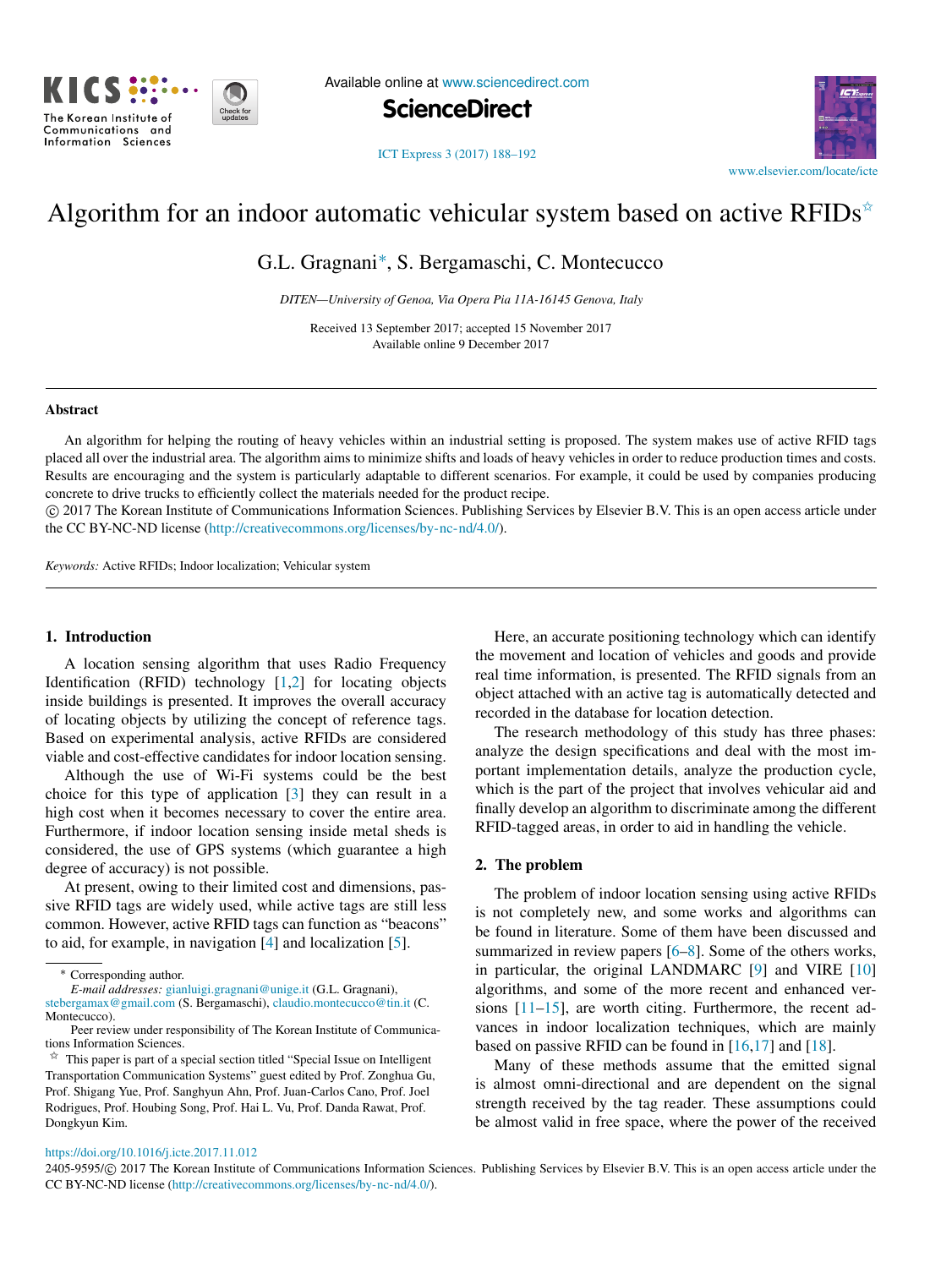# Algorithm for an indoor automatic vehicular system based on active RFIDs☆

G.L. Gragnani*, S. Bergamaschi, C. Montecucco

*DITEN—University of Genoa, Via Opera Pia 11A-16145 Genova, Italy*

Received 13 September 2017; accepted 15 November 2017
Available online 9 December 2017

## Abstract

An algorithm for helping the routing of heavy vehicles within an industrial setting is proposed. The system makes use of active RFID tags placed all over the industrial area. The algorithm aims to minimize shifts and loads of heavy vehicles in order to reduce production times and costs. Results are encouraging and the system is particularly adaptable to different scenarios. For example, it could be used by companies producing concrete to drive trucks to efficiently collect the materials needed for the product recipe.

© 2017 The Korean Institute of Communications Information Sciences. Publishing Services by Elsevier B.V. This is an open access article under the CC BY-NC-ND license (http://creativecommons.org/licenses/by-nc-nd/4.0/).

*Keywords:* Active RFIDs; Indoor localization; Vehicular system

## 1. Introduction

A location sensing algorithm that uses Radio Frequency Identification (RFID) technology [1,2] for locating objects inside buildings is presented. It improves the overall accuracy of locating objects by utilizing the concept of reference tags. Based on experimental analysis, active RFIDs are considered viable and cost-effective candidates for indoor location sensing.

Although the use of Wi-Fi systems could be the best choice for this type of application [3] they can result in a high cost when it becomes necessary to cover the entire area. Furthermore, if indoor location sensing inside metal sheds is considered, the use of GPS systems (which guarantee a high degree of accuracy) is not possible.

At present, owing to their limited cost and dimensions, passive RFID tags are widely used, while active tags are still less common. However, active RFID tags can function as "beacons" to aid, for example, in navigation [4] and localization [5].

Here, an accurate positioning technology which can identify the movement and location of vehicles and goods and provide real time information, is presented. The RFID signals from an object attached with an active tag is automatically detected and recorded in the database for location detection.

The research methodology of this study has three phases: analyze the design specifications and deal with the most important implementation details, analyze the production cycle, which is the part of the project that involves vehicular aid and finally develop an algorithm to discriminate among the different RFID-tagged areas, in order to aid in handling the vehicle.

## 2. The problem

The problem of indoor location sensing using active RFIDs is not completely new, and some works and algorithms can be found in literature. Some of them have been discussed and summarized in review papers [6–8]. Some of the others works, in particular, the original LANDMARC [9] and VIRE [10] algorithms, and some of the more recent and enhanced versions [11–15], are worth citing. Furthermore, the recent advances in indoor localization techniques, which are mainly based on passive RFID can be found in [16,17] and [18].

Many of these methods assume that the emitted signal is almost omni-directional and are dependent on the signal strength received by the tag reader. These assumptions could be almost valid in free space, where the power of the received

---

* Corresponding author.
*E-mail addresses:* gianluigi.gragnani@unige.it (G.L. Gragnani), stebergamax@gmail.com (S. Bergamaschi), claudio.montecucco@tin.it (C. Montecucco).

Peer review under responsibility of The Korean Institute of Communications Information Sciences.

☆ This paper is part of a special section titled "Special Issue on Intelligent Transportation Communication Systems" guest edited by Prof. Zonghua Gu, Prof. Shigang Yue, Prof. Sanghyun Ahn, Prof. Juan-Carlos Cano, Prof. Joel Rodrigues, Prof. Houbing Song, Prof. Hai L. Vu, Prof. Danda Rawat, Prof. Dongkyun Kim.

https://doi.org/10.1016/j.icte.2017.11.012
2405-9595/© 2017 The Korean Institute of Communications Information Sciences. Publishing Services by Elsevier B.V. This is an open access article under the CC BY-NC-ND license (http://creativecommons.org/licenses/by-nc-nd/4.0/).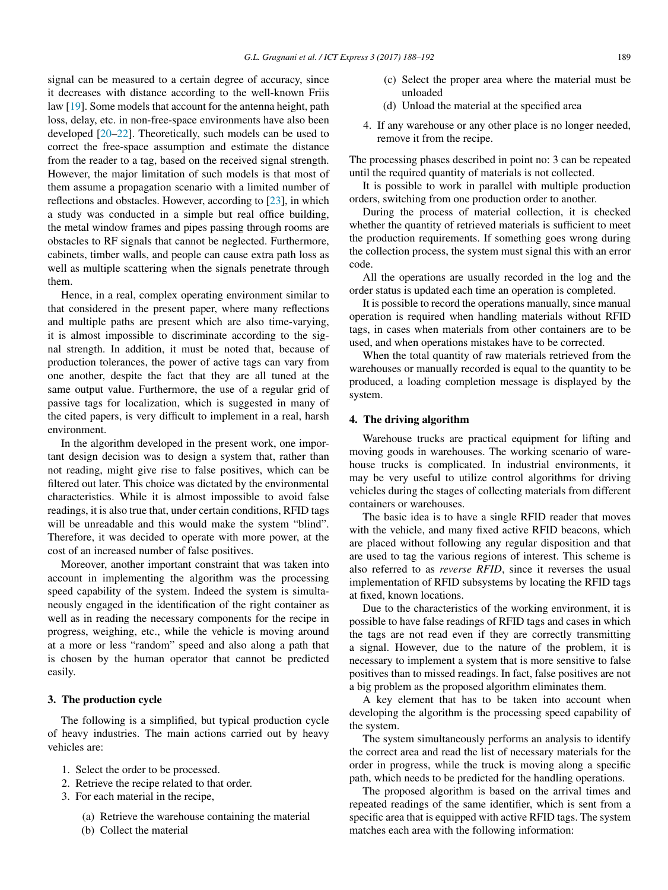signal can be measured to a certain degree of accuracy, since it decreases with distance according to the well-known Friis law [19]. Some models that account for the antenna height, path loss, delay, etc. in non-free-space environments have also been developed [20–22]. Theoretically, such models can be used to correct the free-space assumption and estimate the distance from the reader to a tag, based on the received signal strength. However, the major limitation of such models is that most of them assume a propagation scenario with a limited number of reflections and obstacles. However, according to [23], in which a study was conducted in a simple but real office building, the metal window frames and pipes passing through rooms are obstacles to RF signals that cannot be neglected. Furthermore, cabinets, timber walls, and people can cause extra path loss as well as multiple scattering when the signals penetrate through them.

Hence, in a real, complex operating environment similar to that considered in the present paper, where many reflections and multiple paths are present which are also time-varying, it is almost impossible to discriminate according to the signal strength. In addition, it must be noted that, because of production tolerances, the power of active tags can vary from one another, despite the fact that they are all tuned at the same output value. Furthermore, the use of a regular grid of passive tags for localization, which is suggested in many of the cited papers, is very difficult to implement in a real, harsh environment.

In the algorithm developed in the present work, one important design decision was to design a system that, rather than not reading, might give rise to false positives, which can be filtered out later. This choice was dictated by the environmental characteristics. While it is almost impossible to avoid false readings, it is also true that, under certain conditions, RFID tags will be unreadable and this would make the system "blind". Therefore, it was decided to operate with more power, at the cost of an increased number of false positives.

Moreover, another important constraint that was taken into account in implementing the algorithm was the processing speed capability of the system. Indeed the system is simultaneously engaged in the identification of the right container as well as in reading the necessary components for the recipe in progress, weighing, etc., while the vehicle is moving around at a more or less "random" speed and also along a path that is chosen by the human operator that cannot be predicted easily.

## 3. The production cycle

The following is a simplified, but typical production cycle of heavy industries. The main actions carried out by heavy vehicles are:

1. Select the order to be processed.
2. Retrieve the recipe related to that order.
3. For each material in the recipe,
   (a) Retrieve the warehouse containing the material
   (b) Collect the material
   (c) Select the proper area where the material must be unloaded
   (d) Unload the material at the specified area
4. If any warehouse or any other place is no longer needed, remove it from the recipe.

The processing phases described in point no: 3 can be repeated until the required quantity of materials is not collected.

It is possible to work in parallel with multiple production orders, switching from one production order to another.

During the process of material collection, it is checked whether the quantity of retrieved materials is sufficient to meet the production requirements. If something goes wrong during the collection process, the system must signal this with an error code.

All the operations are usually recorded in the log and the order status is updated each time an operation is completed.

It is possible to record the operations manually, since manual operation is required when handling materials without RFID tags, in cases when materials from other containers are to be used, and when operations mistakes have to be corrected.

When the total quantity of raw materials retrieved from the warehouses or manually recorded is equal to the quantity to be produced, a loading completion message is displayed by the system.

## 4. The driving algorithm

Warehouse trucks are practical equipment for lifting and moving goods in warehouses. The working scenario of warehouse trucks is complicated. In industrial environments, it may be very useful to utilize control algorithms for driving vehicles during the stages of collecting materials from different containers or warehouses.

The basic idea is to have a single RFID reader that moves with the vehicle, and many fixed active RFID beacons, which are placed without following any regular disposition and that are used to tag the various regions of interest. This scheme is also referred to as *reverse RFID*, since it reverses the usual implementation of RFID subsystems by locating the RFID tags at fixed, known locations.

Due to the characteristics of the working environment, it is possible to have false readings of RFID tags and cases in which the tags are not read even if they are correctly transmitting a signal. However, due to the nature of the problem, it is necessary to implement a system that is more sensitive to false positives than to missed readings. In fact, false positives are not a big problem as the proposed algorithm eliminates them.

A key element that has to be taken into account when developing the algorithm is the processing speed capability of the system.

The system simultaneously performs an analysis to identify the correct area and read the list of necessary materials for the order in progress, while the truck is moving along a specific path, which needs to be predicted for the handling operations.

The proposed algorithm is based on the arrival times and repeated readings of the same identifier, which is sent from a specific area that is equipped with active RFID tags. The system matches each area with the following information: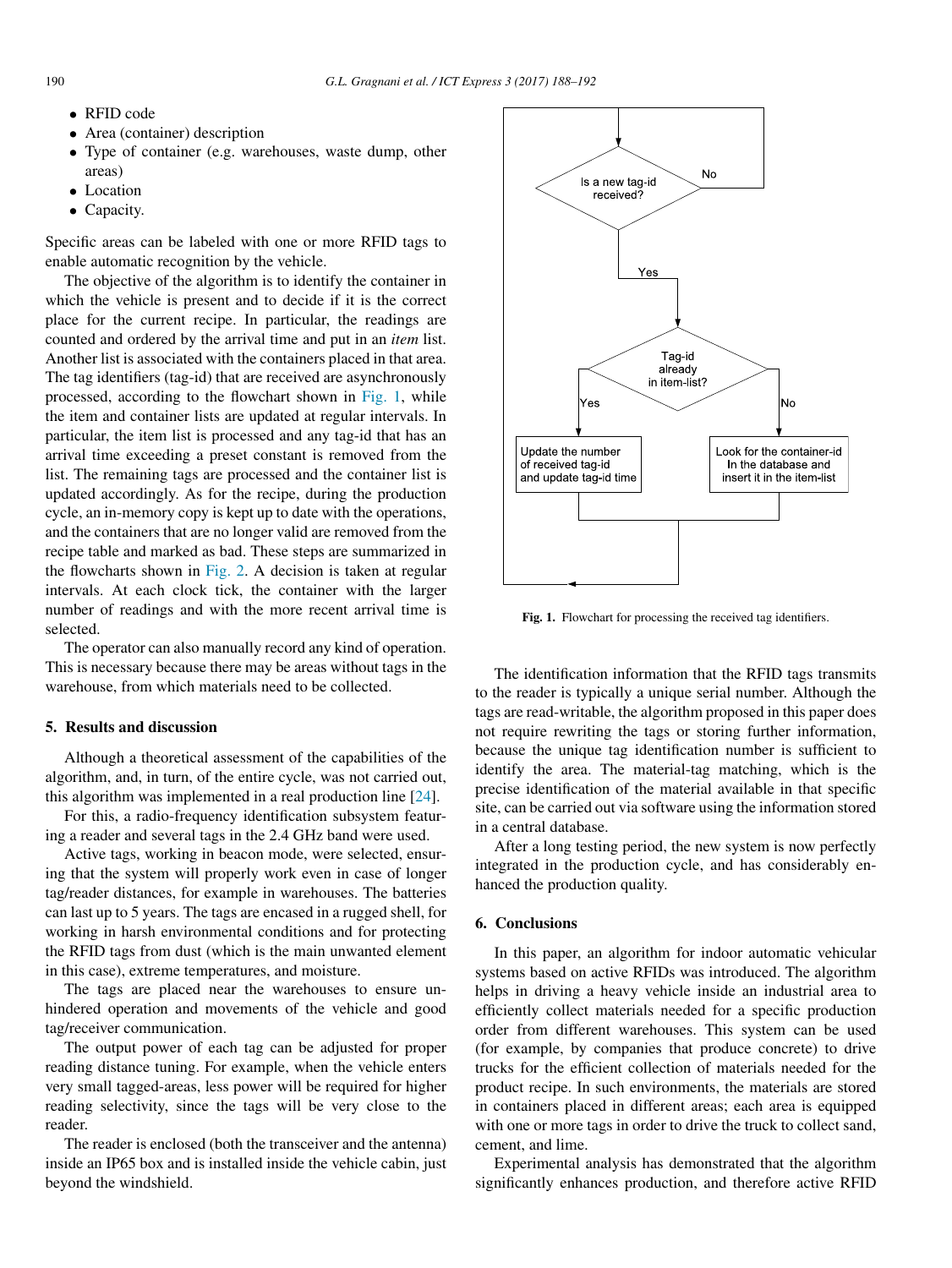- RFID code
- Area (container) description
- Type of container (e.g. warehouses, waste dump, other areas)
- Location
- Capacity.

Specific areas can be labeled with one or more RFID tags to enable automatic recognition by the vehicle.

The objective of the algorithm is to identify the container in which the vehicle is present and to decide if it is the correct place for the current recipe. In particular, the readings are counted and ordered by the arrival time and put in an *item* list. Another list is associated with the containers placed in that area. The tag identifiers (tag-id) that are received are asynchronously processed, according to the flowchart shown in Fig. 1, while the item and container lists are updated at regular intervals. In particular, the item list is processed and any tag-id that has an arrival time exceeding a preset constant is removed from the list. The remaining tags are processed and the container list is updated accordingly. As for the recipe, during the production cycle, an in-memory copy is kept up to date with the operations, and the containers that are no longer valid are removed from the recipe table and marked as bad. These steps are summarized in the flowcharts shown in Fig. 2. A decision is taken at regular intervals. At each clock tick, the container with the larger number of readings and with the more recent arrival time is selected.

The operator can also manually record any kind of operation. This is necessary because there may be areas without tags in the warehouse, from which materials need to be collected.

Fig. 1. Flowchart for processing the received tag identifiers.

## 5. Results and discussion

Although a theoretical assessment of the capabilities of the algorithm, and, in turn, of the entire cycle, was not carried out, this algorithm was implemented in a real production line [24].

For this, a radio-frequency identification subsystem featuring a reader and several tags in the 2.4 GHz band were used.

Active tags, working in beacon mode, were selected, ensuring that the system will properly work even in case of longer tag/reader distances, for example in warehouses. The batteries can last up to 5 years. The tags are encased in a rugged shell, for working in harsh environmental conditions and for protecting the RFID tags from dust (which is the main unwanted element in this case), extreme temperatures, and moisture.

The tags are placed near the warehouses to ensure unhindered operation and movements of the vehicle and good tag/receiver communication.

The output power of each tag can be adjusted for proper reading distance tuning. For example, when the vehicle enters very small tagged-areas, less power will be required for higher reading selectivity, since the tags will be very close to the reader.

The reader is enclosed (both the transceiver and the antenna) inside an IP65 box and is installed inside the vehicle cabin, just beyond the windshield.

The identification information that the RFID tags transmits to the reader is typically a unique serial number. Although the tags are read-writable, the algorithm proposed in this paper does not require rewriting the tags or storing further information, because the unique tag identification number is sufficient to identify the area. The material-tag matching, which is the precise identification of the material available in that specific site, can be carried out via software using the information stored in a central database.

After a long testing period, the new system is now perfectly integrated in the production cycle, and has considerably enhanced the production quality.

## 6. Conclusions

In this paper, an algorithm for indoor automatic vehicular systems based on active RFIDs was introduced. The algorithm helps in driving a heavy vehicle inside an industrial area to efficiently collect materials needed for a specific production order from different warehouses. This system can be used (for example, by companies that produce concrete) to drive trucks for the efficient collection of materials needed for the product recipe. In such environments, the materials are stored in containers placed in different areas; each area is equipped with one or more tags in order to drive the truck to collect sand, cement, and lime.

Experimental analysis has demonstrated that the algorithm significantly enhances production, and therefore active RFID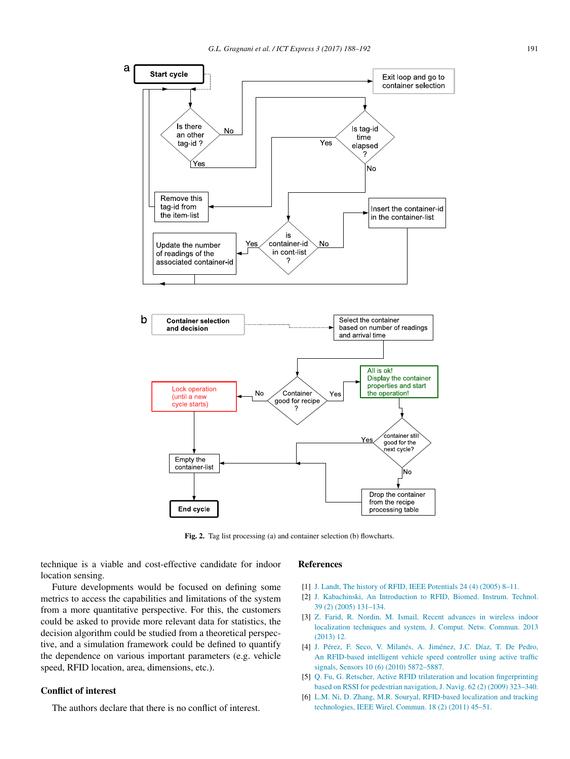Fig. 2. Tag list processing (a) and container selection (b) flowcharts.

technique is a viable and cost-effective candidate for indoor location sensing.

Future developments would be focused on defining some metrics to access the capabilities and limitations of the system from a more quantitative perspective. For this, the customers could be asked to provide more relevant data for statistics, the decision algorithm could be studied from a theoretical perspective, and a simulation framework could be defined to quantify the dependence on various important parameters (e.g. vehicle speed, RFID location, area, dimensions, etc.).

## Conflict of interest

The authors declare that there is no conflict of interest.

## References

[1] J. Landt, The history of RFID, IEEE Potentials 24 (4) (2005) 8–11.

[2] J. Kabachinski, An Introduction to RFID, Biomed. Instrum. Technol. 39 (2) (2005) 131–134.

[3] Z. Farid, R. Nordin, M. Ismail, Recent advances in wireless indoor localization techniques and system, J. Comput. Netw. Commun. 2013 (2013) 12.

[4] J. Pérez, F. Seco, V. Milanés, A. Jiménez, J.C. Díaz, T. De Pedro, An RFID-based intelligent vehicle speed controller using active traffic signals, Sensors 10 (6) (2010) 5872–5887.

[5] Q. Fu, G. Retscher, Active RFID trilateration and location fingerprinting based on RSSI for pedestrian navigation, J. Navig. 62 (2) (2009) 323–340.

[6] L.M. Ni, D. Zhang, M.R. Souryal, RFID-based localization and tracking technologies, IEEE Wirel. Commun. 18 (2) (2011) 45–51.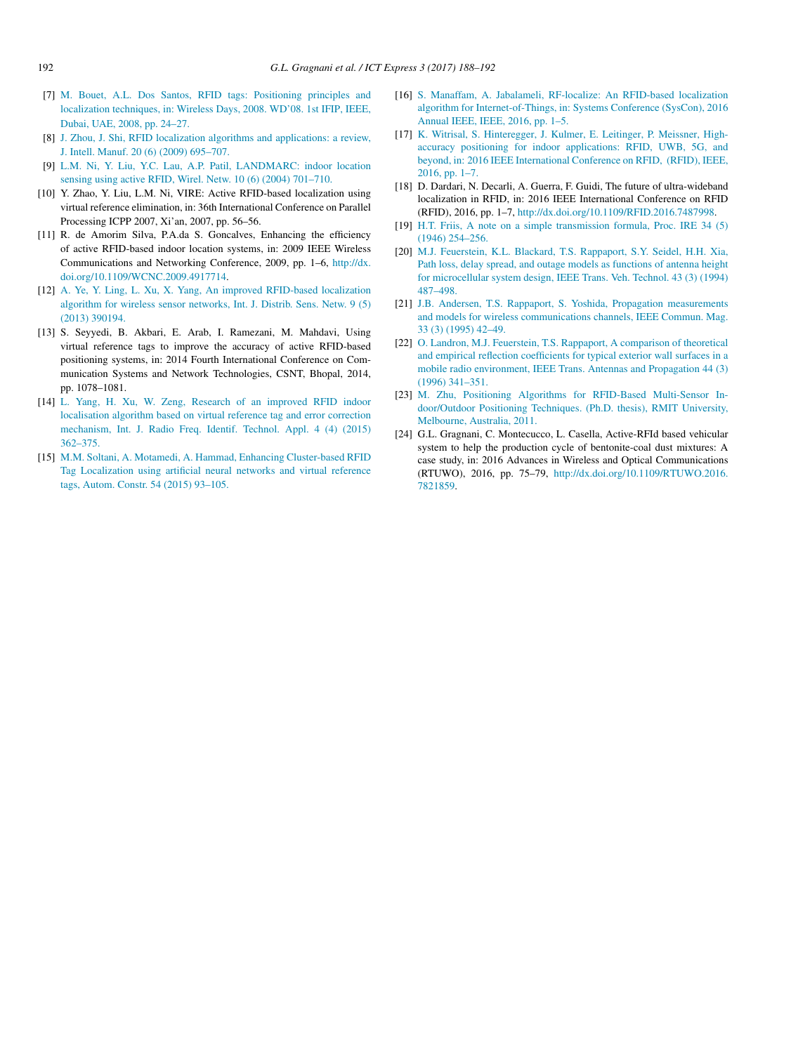[7] M. Bouet, A.L. Dos Santos, RFID tags: Positioning principles and localization techniques, in: Wireless Days, 2008. WD'08. 1st IFIP, IEEE, Dubai, UAE, 2008, pp. 24–27.

[8] J. Zhou, J. Shi, RFID localization algorithms and applications: a review, J. Intell. Manuf. 20 (6) (2009) 695–707.

[9] L.M. Ni, Y. Liu, Y.C. Lau, A.P. Patil, LANDMARC: indoor location sensing using active RFID, Wirel. Netw. 10 (6) (2004) 701–710.

[10] Y. Zhao, Y. Liu, L.M. Ni, VIRE: Active RFID-based localization using virtual reference elimination, in: 36th International Conference on Parallel Processing ICPP 2007, Xi'an, 2007, pp. 56–56.

[11] R. de Amorim Silva, P.A.da S. Goncalves, Enhancing the efficiency of active RFID-based indoor location systems, in: 2009 IEEE Wireless Communications and Networking Conference, 2009, pp. 1–6, http://dx.doi.org/10.1109/WCNC.2009.4917714.

[12] A. Ye, Y. Ling, L. Xu, X. Yang, An improved RFID-based localization algorithm for wireless sensor networks, Int. J. Distrib. Sens. Netw. 9 (5) (2013) 390194.

[13] S. Seyyedi, B. Akbari, E. Arab, I. Ramezani, M. Mahdavi, Using virtual reference tags to improve the accuracy of active RFID-based positioning systems, in: 2014 Fourth International Conference on Communication Systems and Network Technologies, CSNT, Bhopal, 2014, pp. 1078–1081.

[14] L. Yang, H. Xu, W. Zeng, Research of an improved RFID indoor localisation algorithm based on virtual reference tag and error correction mechanism, Int. J. Radio Freq. Identif. Technol. Appl. 4 (4) (2015) 362–375.

[15] M.M. Soltani, A. Motamedi, A. Hammad, Enhancing Cluster-based RFID Tag Localization using artificial neural networks and virtual reference tags, Autom. Constr. 54 (2015) 93–105.

[16] S. Manaffam, A. Jabalameli, RF-localize: An RFID-based localization algorithm for Internet-of-Things, in: Systems Conference (SysCon), 2016 Annual IEEE, IEEE, 2016, pp. 1–5.

[17] K. Witrisal, S. Hinteregger, J. Kulmer, E. Leitinger, P. Meissner, High-accuracy positioning for indoor applications: RFID, UWB, 5G, and beyond, in: 2016 IEEE International Conference on RFID, (RFID), IEEE, 2016, pp. 1–7.

[18] D. Dardari, N. Decarli, A. Guerra, F. Guidi, The future of ultra-wideband localization in RFID, in: 2016 IEEE International Conference on RFID (RFID), 2016, pp. 1–7, http://dx.doi.org/10.1109/RFID.2016.7487998.

[19] H.T. Friis, A note on a simple transmission formula, Proc. IRE 34 (5) (1946) 254–256.

[20] M.J. Feuerstein, K.L. Blackard, T.S. Rappaport, S.Y. Seidel, H.H. Xia, Path loss, delay spread, and outage models as functions of antenna height for microcellular system design, IEEE Trans. Veh. Technol. 43 (3) (1994) 487–498.

[21] J.B. Andersen, T.S. Rappaport, S. Yoshida, Propagation measurements and models for wireless communications channels, IEEE Commun. Mag. 33 (3) (1995) 42–49.

[22] O. Landron, M.J. Feuerstein, T.S. Rappaport, A comparison of theoretical and empirical reflection coefficients for typical exterior wall surfaces in a mobile radio environment, IEEE Trans. Antennas and Propagation 44 (3) (1996) 341–351.

[23] M. Zhu, Positioning Algorithms for RFID-Based Multi-Sensor Indoor/Outdoor Positioning Techniques. (Ph.D. thesis), RMIT University, Melbourne, Australia, 2011.

[24] G.L. Gragnani, C. Montecucco, L. Casella, Active-RFId based vehicular system to help the production cycle of bentonite-coal dust mixtures: A case study, in: 2016 Advances in Wireless and Optical Communications (RTUWO), 2016, pp. 75–79, http://dx.doi.org/10.1109/RTUWO.2016.7821859.